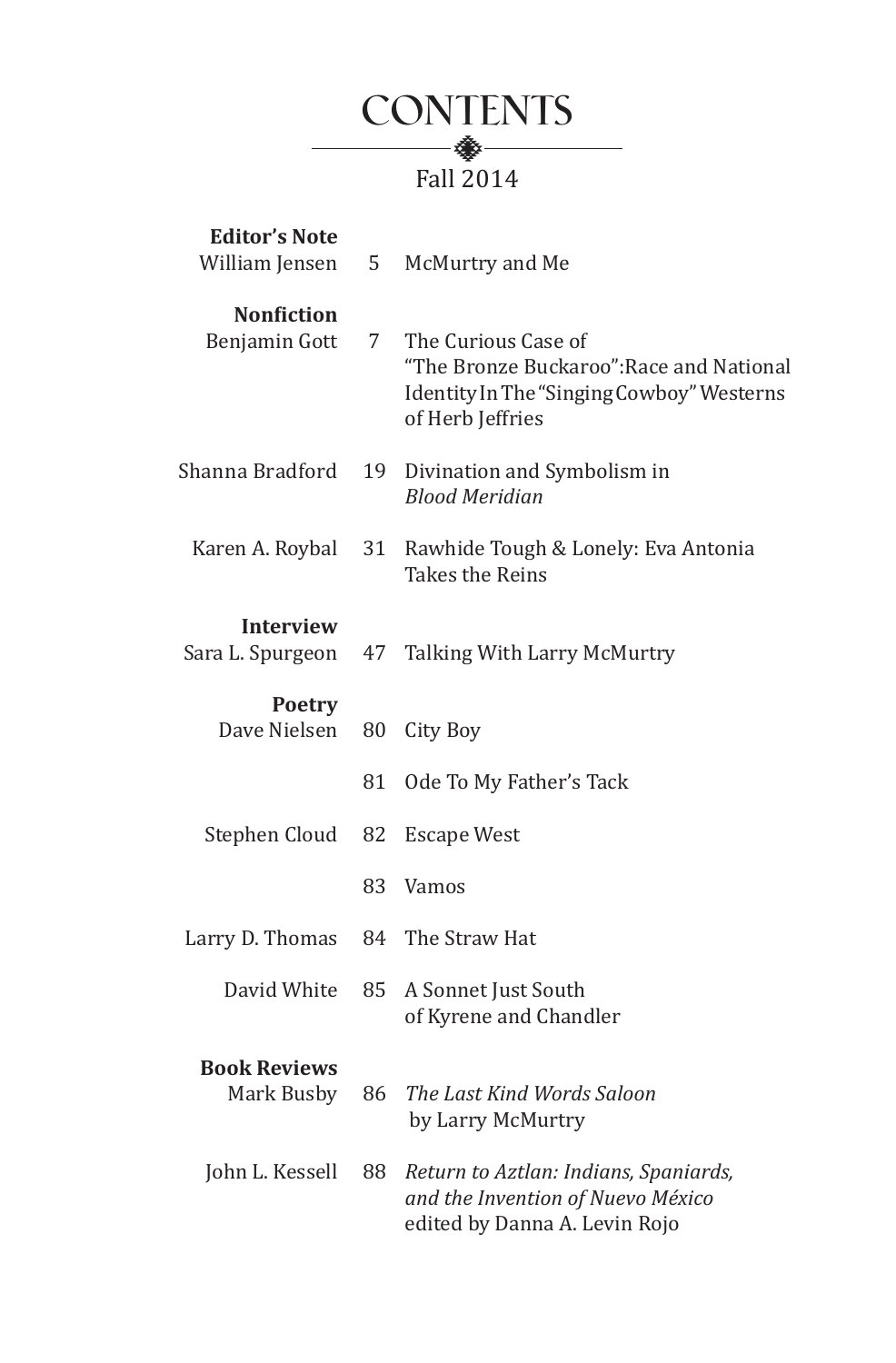# CONTENTS

Fall 2014

| | | |
|---|---|---|
| **Editor's Note** | | |
| William Jensen | 5 | McMurtry and Me |
| **Nonfiction** | | |
| Benjamin Gott | 7 | The Curious Case of "The Bronze Buckaroo":Race and National Identity In The "Singing Cowboy" Westerns of Herb Jeffries |
| Shanna Bradford | 19 | Divination and Symbolism in *Blood Meridian* |
| Karen A. Roybal | 31 | Rawhide Tough & Lonely: Eva Antonia Takes the Reins |
| **Interview** | | |
| Sara L. Spurgeon | 47 | Talking With Larry McMurtry |
| **Poetry** | | |
| Dave Nielsen | 80 | City Boy |
| | 81 | Ode To My Father's Tack |
| Stephen Cloud | 82 | Escape West |
| | 83 | Vamos |
| Larry D. Thomas | 84 | The Straw Hat |
| David White | 85 | A Sonnet Just South of Kyrene and Chandler |
| **Book Reviews** | | |
| Mark Busby | 86 | *The Last Kind Words Saloon* by Larry McMurtry |
| John L. Kessell | 88 | *Return to Aztlan: Indians, Spaniards, and the Invention of Nuevo México* edited by Danna A. Levin Rojo |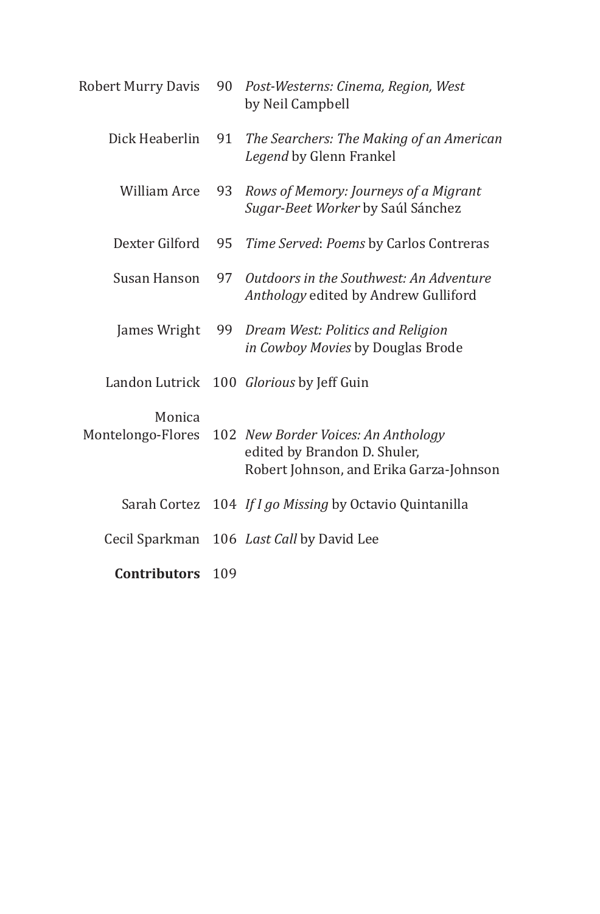| | | |
|---|---|---|
| Robert Murry Davis | 90 | *Post-Westerns: Cinema, Region, West* by Neil Campbell |
| Dick Heaberlin | 91 | *The Searchers: The Making of an American Legend* by Glenn Frankel |
| William Arce | 93 | *Rows of Memory: Journeys of a Migrant Sugar-Beet Worker* by Saúl Sánchez |
| Dexter Gilford | 95 | *Time Served*: *Poems* by Carlos Contreras |
| Susan Hanson | 97 | *Outdoors in the Southwest: An Adventure Anthology* edited by Andrew Gulliford |
| James Wright | 99 | *Dream West: Politics and Religion in Cowboy Movies* by Douglas Brode |
| Landon Lutrick | 100 | *Glorious* by Jeff Guin |
| Monica Montelongo-Flores | 102 | *New Border Voices: An Anthology* edited by Brandon D. Shuler, Robert Johnson, and Erika Garza-Johnson |
| Sarah Cortez | 104 | *If I go Missing* by Octavio Quintanilla |
| Cecil Sparkman | 106 | *Last Call* by David Lee |
| **Contributors** | 109 | |